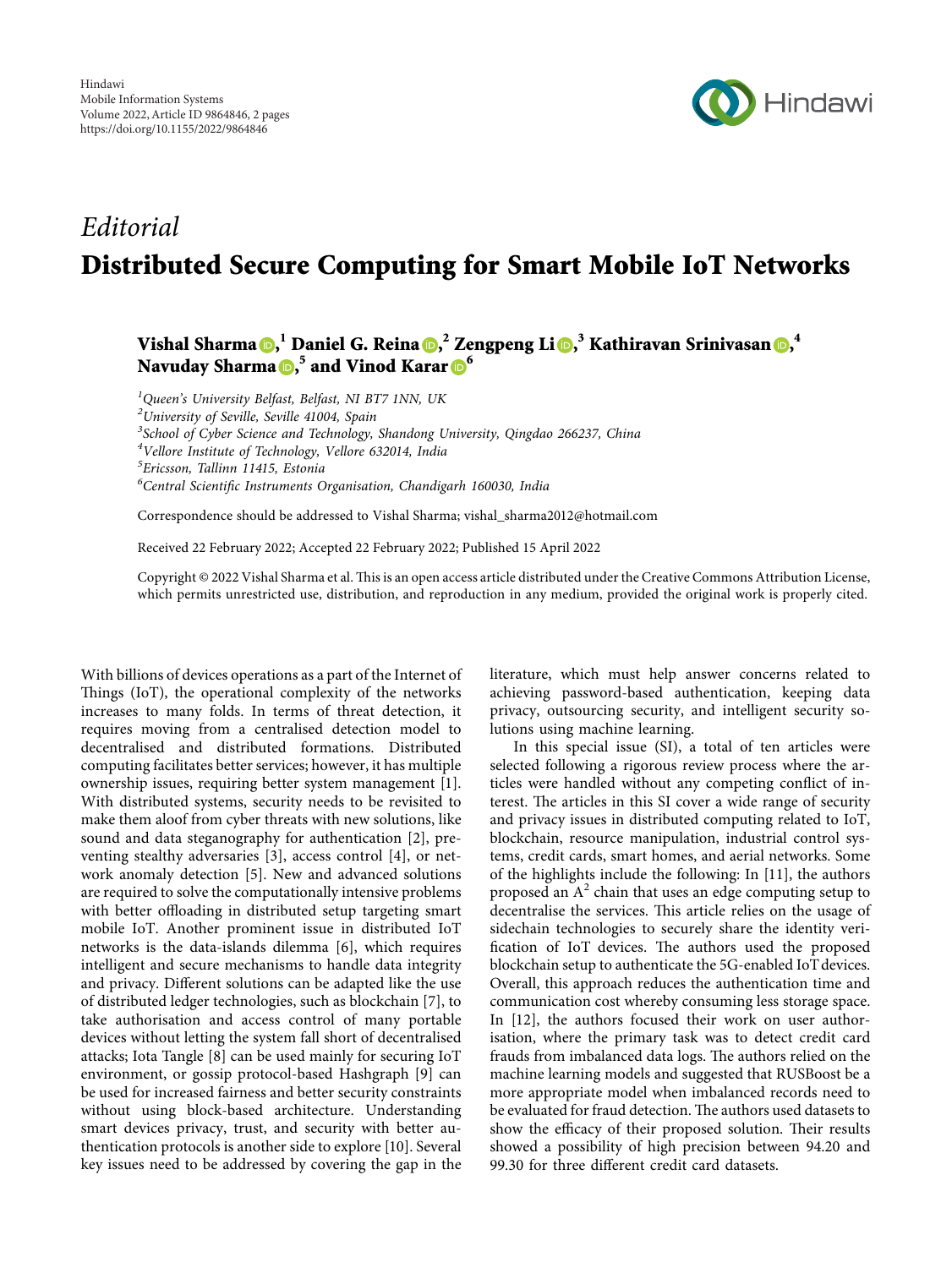*Editorial*

# Distributed Secure Computing for Smart Mobile IoT Networks

**Vishal Sharma**[1], **Daniel G. Reina**[2], **Zengpeng Li**[3], **Kathiravan Srinivasan**[4], **Navuday Sharma**[5], and **Vinod Karar**[6]

[1] *Queen's University Belfast, Belfast, NI BT7 1NN, UK*
[2] *University of Seville, Seville 41004, Spain*
[3] *School of Cyber Science and Technology, Shandong University, Qingdao 266237, China*
[4] *Vellore Institute of Technology, Vellore 632014, India*
[5] *Ericsson, Tallinn 11415, Estonia*
[6] *Central Scientific Instruments Organisation, Chandigarh 160030, India*

Correspondence should be addressed to Vishal Sharma; vishal_sharma2012@hotmail.com

Received 22 February 2022; Accepted 22 February 2022; Published 15 April 2022

Copyright © 2022 Vishal Sharma et al. This is an open access article distributed under the Creative Commons Attribution License, which permits unrestricted use, distribution, and reproduction in any medium, provided the original work is properly cited.

With billions of devices operations as a part of the Internet of Things (IoT), the operational complexity of the networks increases to many folds. In terms of threat detection, it requires moving from a centralised detection model to decentralised and distributed formations. Distributed computing facilitates better services; however, it has multiple ownership issues, requiring better system management [1]. With distributed systems, security needs to be revisited to make them aloof from cyber threats with new solutions, like sound and data steganography for authentication [2], preventing stealthy adversaries [3], access control [4], or network anomaly detection [5]. New and advanced solutions are required to solve the computationally intensive problems with better offloading in distributed setup targeting smart mobile IoT. Another prominent issue in distributed IoT networks is the data-islands dilemma [6], which requires intelligent and secure mechanisms to handle data integrity and privacy. Different solutions can be adapted like the use of distributed ledger technologies, such as blockchain [7], to take authorisation and access control of many portable devices without letting the system fall short of decentralised attacks; Iota Tangle [8] can be used mainly for securing IoT environment, or gossip protocol-based Hashgraph [9] can be used for increased fairness and better security constraints without using block-based architecture. Understanding smart devices privacy, trust, and security with better authentication protocols is another side to explore [10]. Several key issues need to be addressed by covering the gap in the literature, which must help answer concerns related to achieving password-based authentication, keeping data privacy, outsourcing security, and intelligent security solutions using machine learning.

In this special issue (SI), a total of ten articles were selected following a rigorous review process where the articles were handled without any competing conflict of interest. The articles in this SI cover a wide range of security and privacy issues in distributed computing related to IoT, blockchain, resource manipulation, industrial control systems, credit cards, smart homes, and aerial networks. Some of the highlights include the following: In [11], the authors proposed an $A^2$ chain that uses an edge computing setup to decentralise the services. This article relies on the usage of sidechain technologies to securely share the identity verification of IoT devices. The authors used the proposed blockchain setup to authenticate the 5G-enabled IoT devices. Overall, this approach reduces the authentication time and communication cost whereby consuming less storage space. In [12], the authors focused their work on user authorisation, where the primary task was to detect credit card frauds from imbalanced data logs. The authors relied on the machine learning models and suggested that RUSBoost be a more appropriate model when imbalanced records need to be evaluated for fraud detection. The authors used datasets to show the efficacy of their proposed solution. Their results showed a possibility of high precision between 94.20 and 99.30 for three different credit card datasets.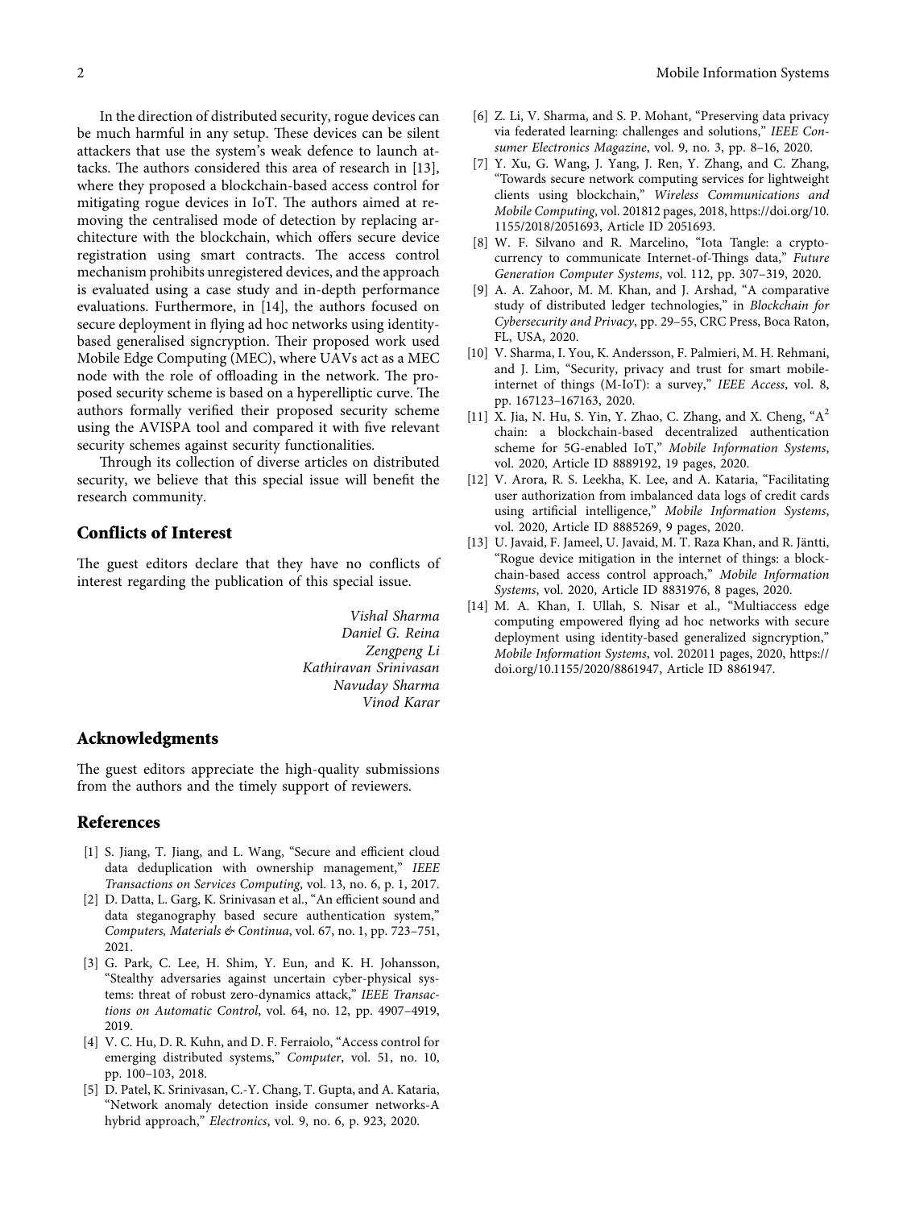In the direction of distributed security, rogue devices can be much harmful in any setup. These devices can be silent attackers that use the system's weak defence to launch attacks. The authors considered this area of research in [13], where they proposed a blockchain-based access control for mitigating rogue devices in IoT. The authors aimed at removing the centralised mode of detection by replacing architecture with the blockchain, which offers secure device registration using smart contracts. The access control mechanism prohibits unregistered devices, and the approach is evaluated using a case study and in-depth performance evaluations. Furthermore, in [14], the authors focused on secure deployment in flying ad hoc networks using identity-based generalised signcryption. Their proposed work used Mobile Edge Computing (MEC), where UAVs act as a MEC node with the role of offloading in the network. The proposed security scheme is based on a hyperelliptic curve. The authors formally verified their proposed security scheme using the AVISPA tool and compared it with five relevant security schemes against security functionalities.

Through its collection of diverse articles on distributed security, we believe that this special issue will benefit the research community.

## Conflicts of Interest

The guest editors declare that they have no conflicts of interest regarding the publication of this special issue.

*Vishal Sharma*
*Daniel G. Reina*
*Zengpeng Li*
*Kathiravan Srinivasan*
*Navuday Sharma*
*Vinod Karar*

## Acknowledgments

The guest editors appreciate the high-quality submissions from the authors and the timely support of reviewers.

## References

[1] S. Jiang, T. Jiang, and L. Wang, "Secure and efficient cloud data deduplication with ownership management," *IEEE Transactions on Services Computing*, vol. 13, no. 6, p. 1, 2017.

[2] D. Datta, L. Garg, K. Srinivasan et al., "An efficient sound and data steganography based secure authentication system," *Computers, Materials & Continua*, vol. 67, no. 1, pp. 723–751, 2021.

[3] G. Park, C. Lee, H. Shim, Y. Eun, and K. H. Johansson, "Stealthy adversaries against uncertain cyber-physical systems: threat of robust zero-dynamics attack," *IEEE Transactions on Automatic Control*, vol. 64, no. 12, pp. 4907–4919, 2019.

[4] V. C. Hu, D. R. Kuhn, and D. F. Ferraiolo, "Access control for emerging distributed systems," *Computer*, vol. 51, no. 10, pp. 100–103, 2018.

[5] D. Patel, K. Srinivasan, C.-Y. Chang, T. Gupta, and A. Kataria, "Network anomaly detection inside consumer networks-A hybrid approach," *Electronics*, vol. 9, no. 6, p. 923, 2020.

[6] Z. Li, V. Sharma, and S. P. Mohant, "Preserving data privacy via federated learning: challenges and solutions," *IEEE Consumer Electronics Magazine*, vol. 9, no. 3, pp. 8–16, 2020.

[7] Y. Xu, G. Wang, J. Yang, J. Ren, Y. Zhang, and C. Zhang, "Towards secure network computing services for lightweight clients using blockchain," *Wireless Communications and Mobile Computing*, vol. 201812 pages, 2018, https://doi.org/10.1155/2018/2051693, Article ID 2051693.

[8] W. F. Silvano and R. Marcelino, "Iota Tangle: a cryptocurrency to communicate Internet-of-Things data," *Future Generation Computer Systems*, vol. 112, pp. 307–319, 2020.

[9] A. A. Zahoor, M. M. Khan, and J. Arshad, "A comparative study of distributed ledger technologies," in *Blockchain for Cybersecurity and Privacy*, pp. 29–55, CRC Press, Boca Raton, FL, USA, 2020.

[10] V. Sharma, I. You, K. Andersson, F. Palmieri, M. H. Rehmani, and J. Lim, "Security, privacy and trust for smart mobile-internet of things (M-IoT): a survey," *IEEE Access*, vol. 8, pp. 167123–167163, 2020.

[11] X. Jia, N. Hu, S. Yin, Y. Zhao, C. Zhang, and X. Cheng, "$A^2$ chain: a blockchain-based decentralized authentication scheme for 5G-enabled IoT," *Mobile Information Systems*, vol. 2020, Article ID 8889192, 19 pages, 2020.

[12] V. Arora, R. S. Leekha, K. Lee, and A. Kataria, "Facilitating user authorization from imbalanced data logs of credit cards using artificial intelligence," *Mobile Information Systems*, vol. 2020, Article ID 8885269, 9 pages, 2020.

[13] U. Javaid, F. Jameel, U. Javaid, M. T. Raza Khan, and R. Jäntti, "Rogue device mitigation in the internet of things: a blockchain-based access control approach," *Mobile Information Systems*, vol. 2020, Article ID 8831976, 8 pages, 2020.

[14] M. A. Khan, I. Ullah, S. Nisar et al., "Multiaccess edge computing empowered flying ad hoc networks with secure deployment using identity-based generalized signcryption," *Mobile Information Systems*, vol. 202011 pages, 2020, https://doi.org/10.1155/2020/8861947, Article ID 8861947.